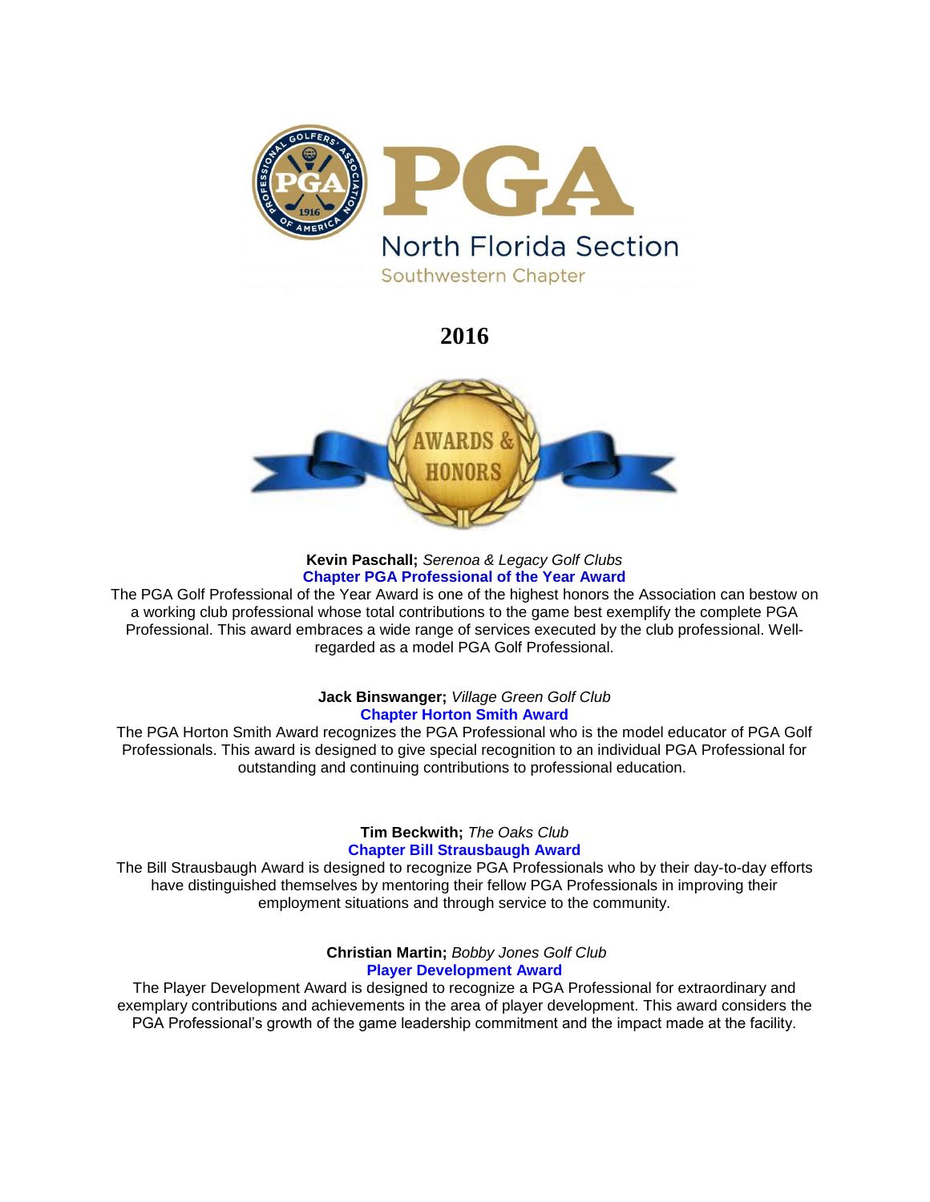# PGA North Florida Section

## Southwestern Chapter

# 2016

## AWARDS & HONORS

**Kevin Paschall;** *Serenoa & Legacy Golf Clubs*
**Chapter PGA Professional of the Year Award**
The PGA Golf Professional of the Year Award is one of the highest honors the Association can bestow on a working club professional whose total contributions to the game best exemplify the complete PGA Professional. This award embraces a wide range of services executed by the club professional. Well-regarded as a model PGA Golf Professional.

**Jack Binswanger;** *Village Green Golf Club*
**Chapter Horton Smith Award**
The PGA Horton Smith Award recognizes the PGA Professional who is the model educator of PGA Golf Professionals. This award is designed to give special recognition to an individual PGA Professional for outstanding and continuing contributions to professional education.

**Tim Beckwith;** *The Oaks Club*
**Chapter Bill Strausbaugh Award**
The Bill Strausbaugh Award is designed to recognize PGA Professionals who by their day-to-day efforts have distinguished themselves by mentoring their fellow PGA Professionals in improving their employment situations and through service to the community.

**Christian Martin;** *Bobby Jones Golf Club*
**Player Development Award**
The Player Development Award is designed to recognize a PGA Professional for extraordinary and exemplary contributions and achievements in the area of player development. This award considers the PGA Professional's growth of the game leadership commitment and the impact made at the facility.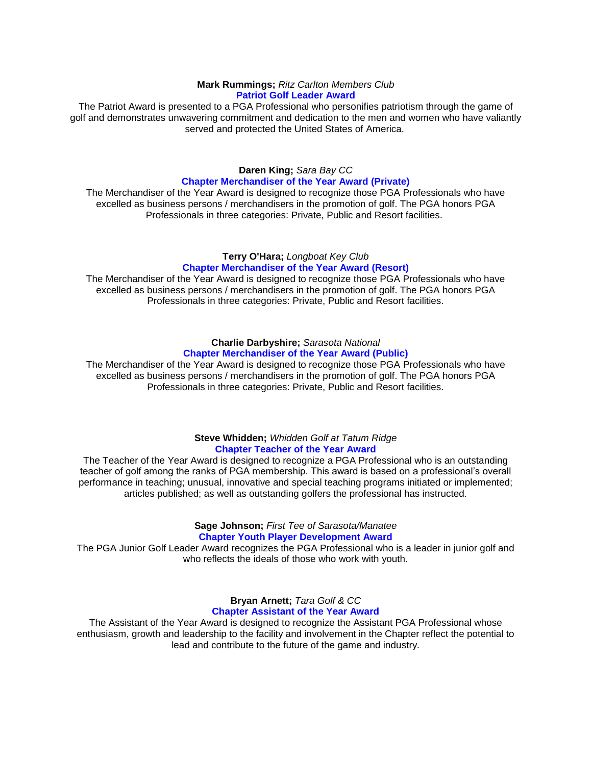**Mark Rummings;** *Ritz Carlton Members Club*

**Patriot Golf Leader Award**

The Patriot Award is presented to a PGA Professional who personifies patriotism through the game of golf and demonstrates unwavering commitment and dedication to the men and women who have valiantly served and protected the United States of America.

**Daren King;** *Sara Bay CC*

**Chapter Merchandiser of the Year Award (Private)**

The Merchandiser of the Year Award is designed to recognize those PGA Professionals who have excelled as business persons / merchandisers in the promotion of golf. The PGA honors PGA Professionals in three categories: Private, Public and Resort facilities.

**Terry O'Hara;** *Longboat Key Club*

**Chapter Merchandiser of the Year Award (Resort)**

The Merchandiser of the Year Award is designed to recognize those PGA Professionals who have excelled as business persons / merchandisers in the promotion of golf. The PGA honors PGA Professionals in three categories: Private, Public and Resort facilities.

**Charlie Darbyshire;** *Sarasota National*

**Chapter Merchandiser of the Year Award (Public)**

The Merchandiser of the Year Award is designed to recognize those PGA Professionals who have excelled as business persons / merchandisers in the promotion of golf. The PGA honors PGA Professionals in three categories: Private, Public and Resort facilities.

**Steve Whidden;** *Whidden Golf at Tatum Ridge*

**Chapter Teacher of the Year Award**

The Teacher of the Year Award is designed to recognize a PGA Professional who is an outstanding teacher of golf among the ranks of PGA membership. This award is based on a professional's overall performance in teaching; unusual, innovative and special teaching programs initiated or implemented; articles published; as well as outstanding golfers the professional has instructed.

**Sage Johnson;** *First Tee of Sarasota/Manatee*

**Chapter Youth Player Development Award**

The PGA Junior Golf Leader Award recognizes the PGA Professional who is a leader in junior golf and who reflects the ideals of those who work with youth.

**Bryan Arnett;** *Tara Golf & CC*

**Chapter Assistant of the Year Award**

The Assistant of the Year Award is designed to recognize the Assistant PGA Professional whose enthusiasm, growth and leadership to the facility and involvement in the Chapter reflect the potential to lead and contribute to the future of the game and industry.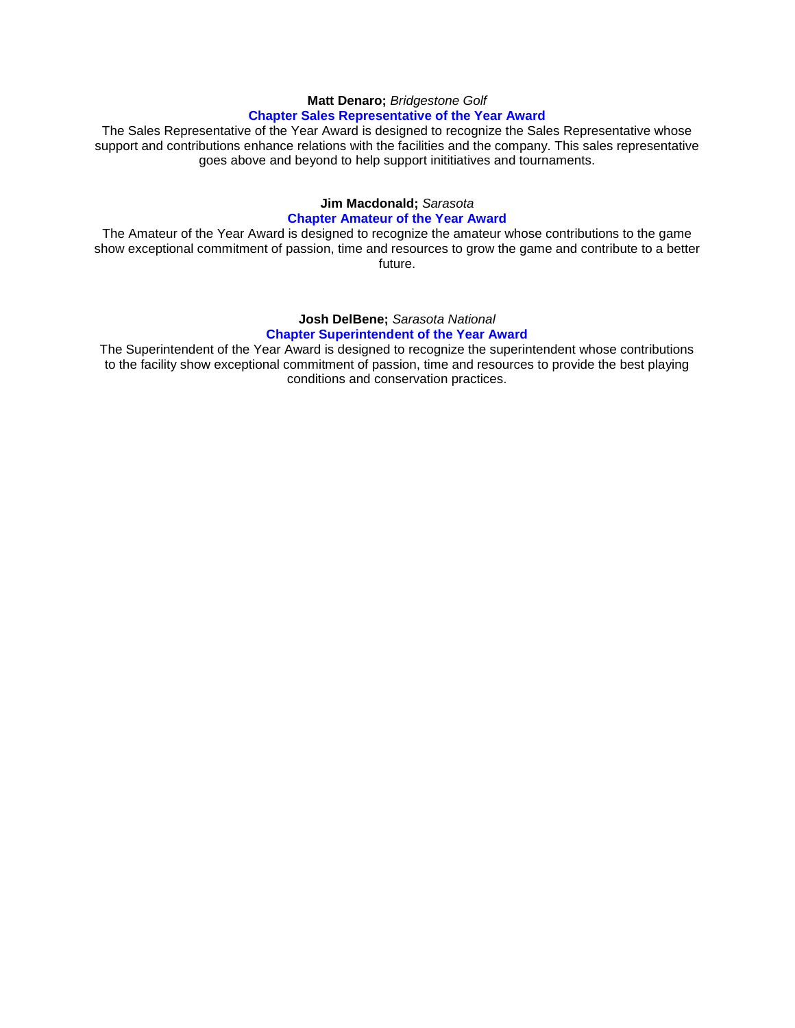**Matt Denaro;** *Bridgestone Golf*

**Chapter Sales Representative of the Year Award**

The Sales Representative of the Year Award is designed to recognize the Sales Representative whose support and contributions enhance relations with the facilities and the company. This sales representative goes above and beyond to help support inititiatives and tournaments.

**Jim Macdonald;** *Sarasota*

**Chapter Amateur of the Year Award**

The Amateur of the Year Award is designed to recognize the amateur whose contributions to the game show exceptional commitment of passion, time and resources to grow the game and contribute to a better future.

**Josh DelBene;** *Sarasota National*

**Chapter Superintendent of the Year Award**

The Superintendent of the Year Award is designed to recognize the superintendent whose contributions to the facility show exceptional commitment of passion, time and resources to provide the best playing conditions and conservation practices.